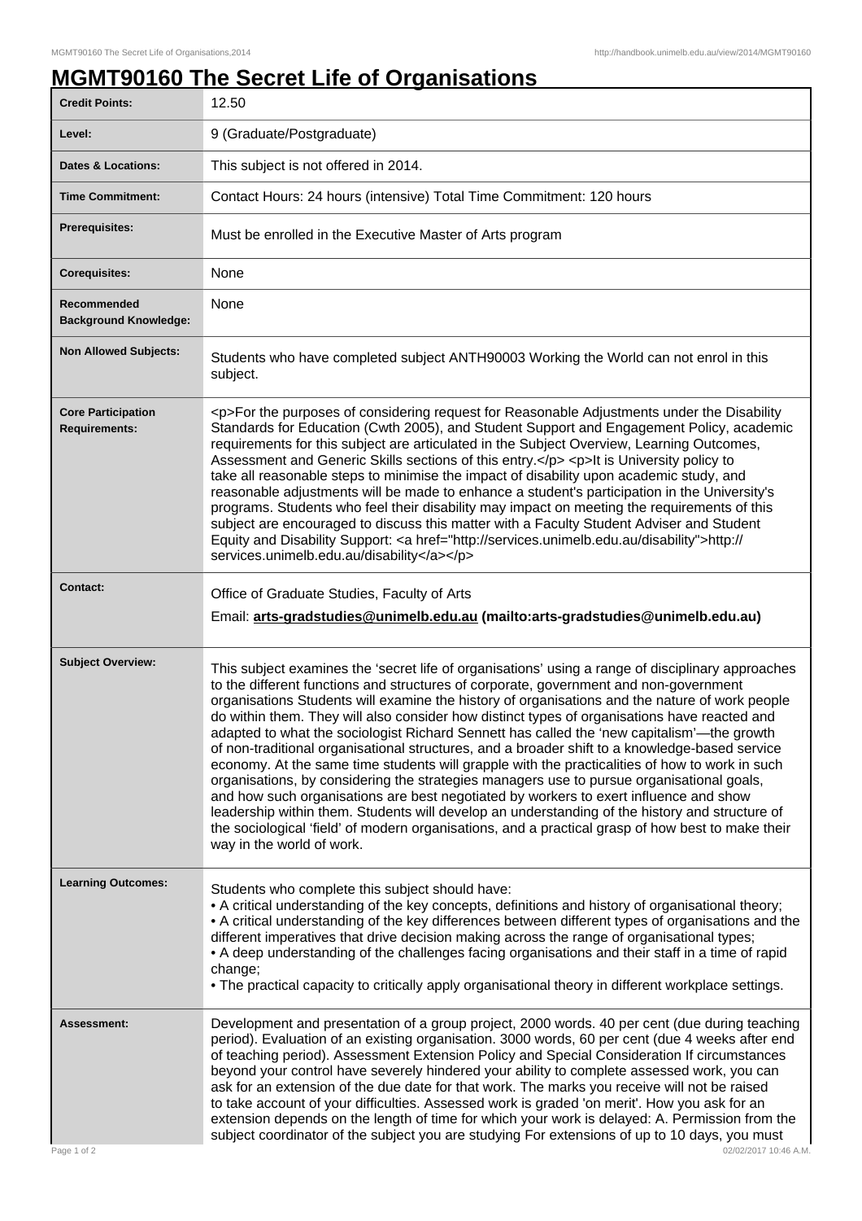# MGMT90160 The Secret Life of Organisations

| | |
|---|---|
| **Credit Points:** | 12.50 |
| **Level:** | 9 (Graduate/Postgraduate) |
| **Dates & Locations:** | This subject is not offered in 2014. |
| **Time Commitment:** | Contact Hours: 24 hours (intensive) Total Time Commitment: 120 hours |
| **Prerequisites:** | Must be enrolled in the Executive Master of Arts program |
| **Corequisites:** | None |
| **Recommended Background Knowledge:** | None |
| **Non Allowed Subjects:** | Students who have completed subject ANTH90003 Working the World can not enrol in this subject. |
| **Core Participation Requirements:** | <p>For the purposes of considering request for Reasonable Adjustments under the Disability Standards for Education (Cwth 2005), and Student Support and Engagement Policy, academic requirements for this subject are articulated in the Subject Overview, Learning Outcomes, Assessment and Generic Skills sections of this entry.</p> <p>It is University policy to take all reasonable steps to minimise the impact of disability upon academic study, and reasonable adjustments will be made to enhance a student's participation in the University's programs. Students who feel their disability may impact on meeting the requirements of this subject are encouraged to discuss this matter with a Faculty Student Adviser and Student Equity and Disability Support: <a href="http://services.unimelb.edu.au/disability">http://services.unimelb.edu.au/disability</a></p> |
| **Contact:** | Office of Graduate Studies, Faculty of Arts<br>Email: **arts-gradstudies@unimelb.edu.au (mailto:arts-gradstudies@unimelb.edu.au)** |
| **Subject Overview:** | This subject examines the 'secret life of organisations' using a range of disciplinary approaches to the different functions and structures of corporate, government and non-government organisations Students will examine the history of organisations and the nature of work people do within them. They will also consider how distinct types of organisations have reacted and adapted to what the sociologist Richard Sennett has called the 'new capitalism'—the growth of non-traditional organisational structures, and a broader shift to a knowledge-based service economy. At the same time students will grapple with the practicalities of how to work in such organisations, by considering the strategies managers use to pursue organisational goals, and how such organisations are best negotiated by workers to exert influence and show leadership within them. Students will develop an understanding of the history and structure of the sociological 'field' of modern organisations, and a practical grasp of how best to make their way in the world of work. |
| **Learning Outcomes:** | Students who complete this subject should have:<br>• A critical understanding of the key concepts, definitions and history of organisational theory;<br>• A critical understanding of the key differences between different types of organisations and the different imperatives that drive decision making across the range of organisational types;<br>• A deep understanding of the challenges facing organisations and their staff in a time of rapid change;<br>• The practical capacity to critically apply organisational theory in different workplace settings. |
| **Assessment:** | Development and presentation of a group project, 2000 words. 40 per cent (due during teaching period). Evaluation of an existing organisation. 3000 words, 60 per cent (due 4 weeks after end of teaching period). Assessment Extension Policy and Special Consideration If circumstances beyond your control have severely hindered your ability to complete assessed work, you can ask for an extension of the due date for that work. The marks you receive will not be raised to take account of your difficulties. Assessed work is graded 'on merit'. How you ask for an extension depends on the length of time for which your work is delayed: A. Permission from the subject coordinator of the subject you are studying For extensions of up to 10 days, you must |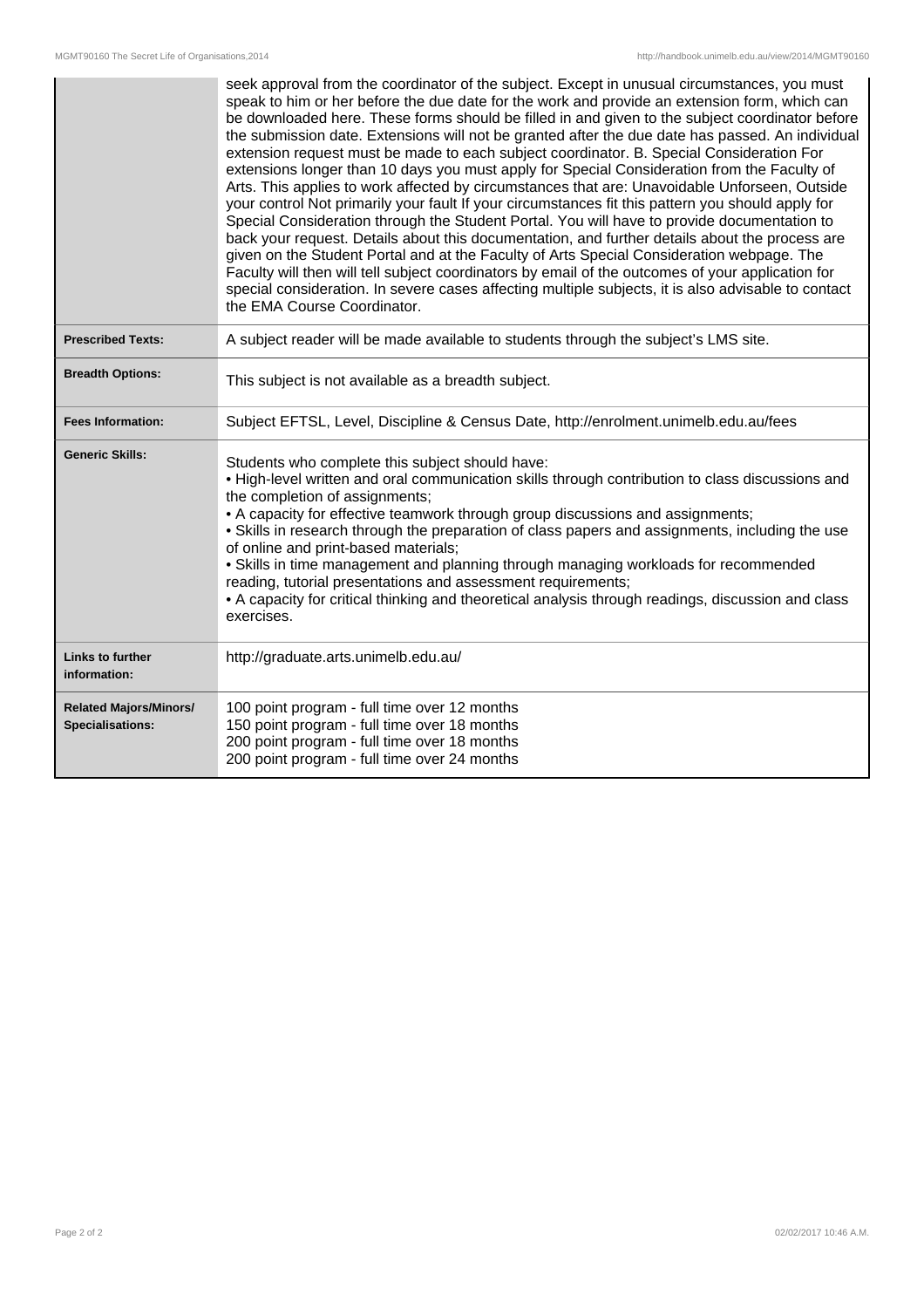| | |
|---|---|
| | seek approval from the coordinator of the subject. Except in unusual circumstances, you must speak to him or her before the due date for the work and provide an extension form, which can be downloaded here. These forms should be filled in and given to the subject coordinator before the submission date. Extensions will not be granted after the due date has passed. An individual extension request must be made to each subject coordinator. B. Special Consideration For extensions longer than 10 days you must apply for Special Consideration from the Faculty of Arts. This applies to work affected by circumstances that are: Unavoidable Unforseen, Outside your control Not primarily your fault If your circumstances fit this pattern you should apply for Special Consideration through the Student Portal. You will have to provide documentation to back your request. Details about this documentation, and further details about the process are given on the Student Portal and at the Faculty of Arts Special Consideration webpage. The Faculty will then will tell subject coordinators by email of the outcomes of your application for special consideration. In severe cases affecting multiple subjects, it is also advisable to contact the EMA Course Coordinator. |
| **Prescribed Texts:** | A subject reader will be made available to students through the subject's LMS site. |
| **Breadth Options:** | This subject is not available as a breadth subject. |
| **Fees Information:** | Subject EFTSL, Level, Discipline & Census Date, http://enrolment.unimelb.edu.au/fees |
| **Generic Skills:** | Students who complete this subject should have:<br>• High-level written and oral communication skills through contribution to class discussions and the completion of assignments;<br>• A capacity for effective teamwork through group discussions and assignments;<br>• Skills in research through the preparation of class papers and assignments, including the use of online and print-based materials;<br>• Skills in time management and planning through managing workloads for recommended reading, tutorial presentations and assessment requirements;<br>• A capacity for critical thinking and theoretical analysis through readings, discussion and class exercises. |
| **Links to further information:** | http://graduate.arts.unimelb.edu.au/ |
| **Related Majors/Minors/ Specialisations:** | 100 point program - full time over 12 months<br>150 point program - full time over 18 months<br>200 point program - full time over 18 months<br>200 point program - full time over 24 months |